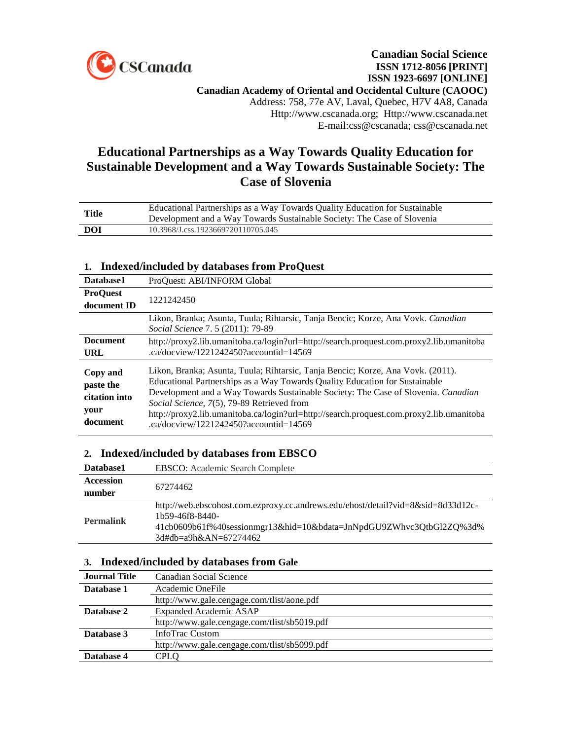**Canadian Social Science**
**ISSN 1712-8056 [PRINT]**
**ISSN 1923-6697 [ONLINE]**
**Canadian Academy of Oriental and Occidental Culture (CAOOC)**
Address: 758, 77e AV, Laval, Quebec, H7V 4A8, Canada
Http://www.cscanada.org; Http://www.cscanada.net
E-mail:css@cscanada; css@cscanada.net

# Educational Partnerships as a Way Towards Quality Education for Sustainable Development and a Way Towards Sustainable Society: The Case of Slovenia

| | |
|---|---|
| **Title** | Educational Partnerships as a Way Towards Quality Education for Sustainable Development and a Way Towards Sustainable Society: The Case of Slovenia |
| **DOI** | 10.3968/J.css.1923669720110705.045 |

## 1. Indexed/included by databases from ProQuest

| | |
|---|---|
| **Database1** | ProQuest: ABI/INFORM Global |
| **ProQuest document ID** | 1221242450 |
| | Likon, Branka; Asunta, Tuula; Rihtarsic, Tanja Bencic; Korze, Ana Vovk. *Canadian Social Science* 7. 5 (2011): 79-89 |
| **Document URL** | http://proxy2.lib.umanitoba.ca/login?url=http://search.proquest.com.proxy2.lib.umanitoba.ca/docview/1221242450?accountid=14569 |
| **Copy and paste the citation into your document** | Likon, Branka; Asunta, Tuula; Rihtarsic, Tanja Bencic; Korze, Ana Vovk. (2011). Educational Partnerships as a Way Towards Quality Education for Sustainable Development and a Way Towards Sustainable Society: The Case of Slovenia. *Canadian Social Science, 7*(5), 79-89 Retrieved from http://proxy2.lib.umanitoba.ca/login?url=http://search.proquest.com.proxy2.lib.umanitoba.ca/docview/1221242450?accountid=14569 |

## 2. Indexed/included by databases from EBSCO

| | |
|---|---|
| **Database1** | EBSCO: Academic Search Complete |
| **Accession number** | 67274462 |
| **Permalink** | http://web.ebscohost.com.ezproxy.cc.andrews.edu/ehost/detail?vid=8&sid=8d33d12c-1b59-46f8-8440-41cb0609b61f%40sessionmgr13&hid=10&bdata=JnNpdGU9ZWhvc3QtbGl2ZQ%3d%3d#db=a9h&AN=67274462 |

## 3. Indexed/included by databases from Gale

| | |
|---|---|
| **Journal Title** | Canadian Social Science |
| **Database 1** | Academic OneFile |
| | http://www.gale.cengage.com/tlist/aone.pdf |
| **Database 2** | Expanded Academic ASAP |
| | http://www.gale.cengage.com/tlist/sb5019.pdf |
| **Database 3** | InfoTrac Custom |
| | http://www.gale.cengage.com/tlist/sb5099.pdf |
| **Database 4** | CPI.Q |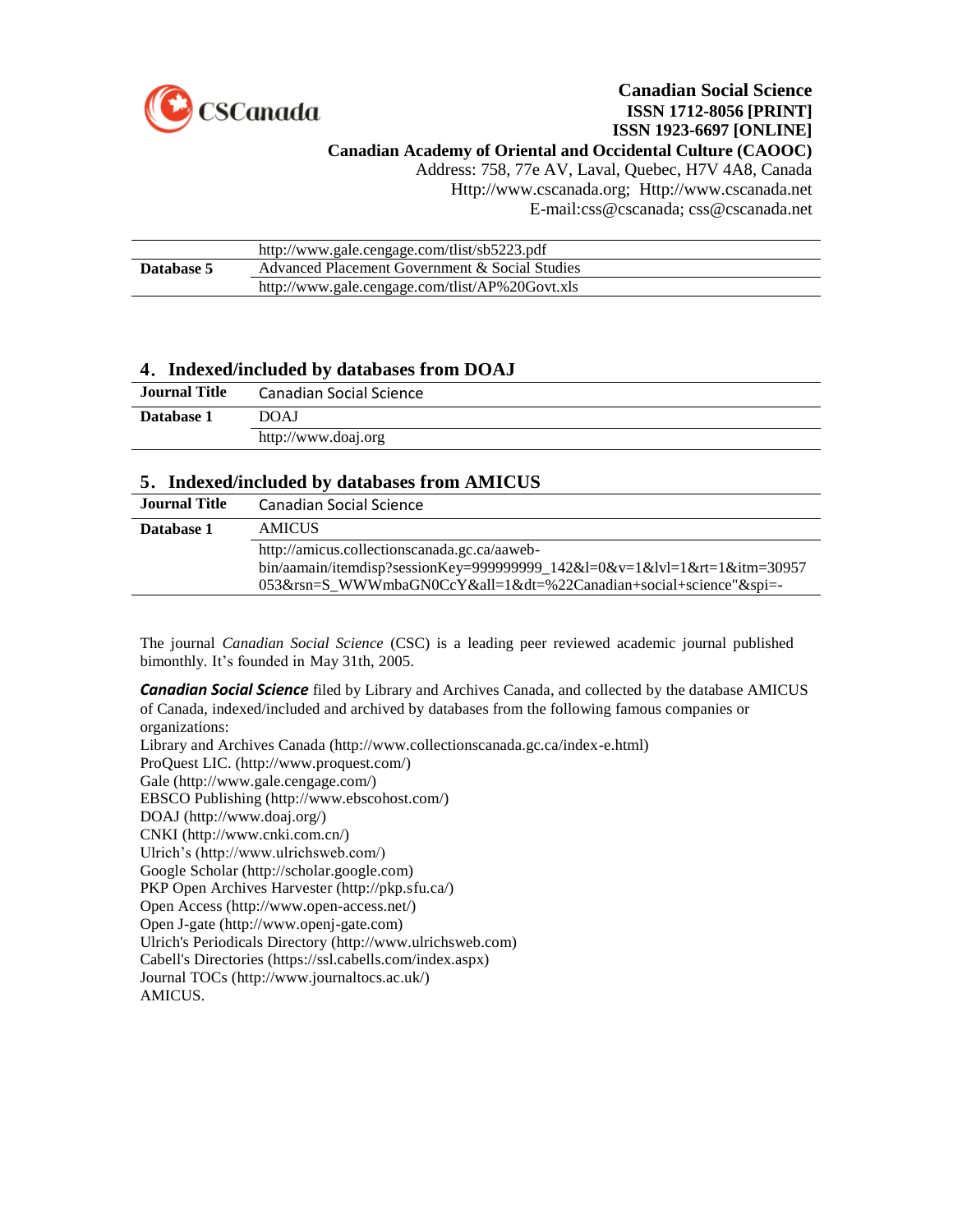**Canadian Social Science**
**ISSN 1712-8056 [PRINT]**
**ISSN 1923-6697 [ONLINE]**
**Canadian Academy of Oriental and Occidental Culture (CAOOC)**
Address: 758, 77e AV, Laval, Quebec, H7V 4A8, Canada
Http://www.cscanada.org; Http://www.cscanada.net
E-mail:css@cscanada; css@cscanada.net

| | |
|---|---|
| | http://www.gale.cengage.com/tlist/sb5223.pdf |
| **Database 5** | Advanced Placement Government & Social Studies |
| | http://www.gale.cengage.com/tlist/AP%20Govt.xls |

## 4. Indexed/included by databases from DOAJ

| **Journal Title** | Canadian Social Science |
|---|---|
| **Database 1** | DOAJ |
| | http://www.doaj.org |

## 5. Indexed/included by databases from AMICUS

| **Journal Title** | Canadian Social Science |
|---|---|
| **Database 1** | AMICUS |
| | http://amicus.collectionscanada.gc.ca/aaweb-bin/aamain/itemdisp?sessionKey=999999999_142&l=0&v=1&lvl=1&rt=1&itm=30957053&rsn=S_WWWmbaGN0CcY&all=1&dt=%22Canadian+social+science"&spi=- |

The journal *Canadian Social Science* (CSC) is a leading peer reviewed academic journal published bimonthly. It's founded in May 31th, 2005.

***Canadian Social Science*** filed by Library and Archives Canada, and collected by the database AMICUS of Canada, indexed/included and archived by databases from the following famous companies or organizations:

Library and Archives Canada (http://www.collectionscanada.gc.ca/index-e.html)
ProQuest LIC. (http://www.proquest.com/)
Gale (http://www.gale.cengage.com/)
EBSCO Publishing (http://www.ebscohost.com/)
DOAJ (http://www.doaj.org/)
CNKI (http://www.cnki.com.cn/)
Ulrich's (http://www.ulrichsweb.com/)
Google Scholar (http://scholar.google.com)
PKP Open Archives Harvester (http://pkp.sfu.ca/)
Open Access (http://www.open-access.net/)
Open J-gate (http://www.openj-gate.com)
Ulrich's Periodicals Directory (http://www.ulrichsweb.com)
Cabell's Directories (https://ssl.cabells.com/index.aspx)
Journal TOCs (http://www.journaltocs.ac.uk/)
AMICUS.